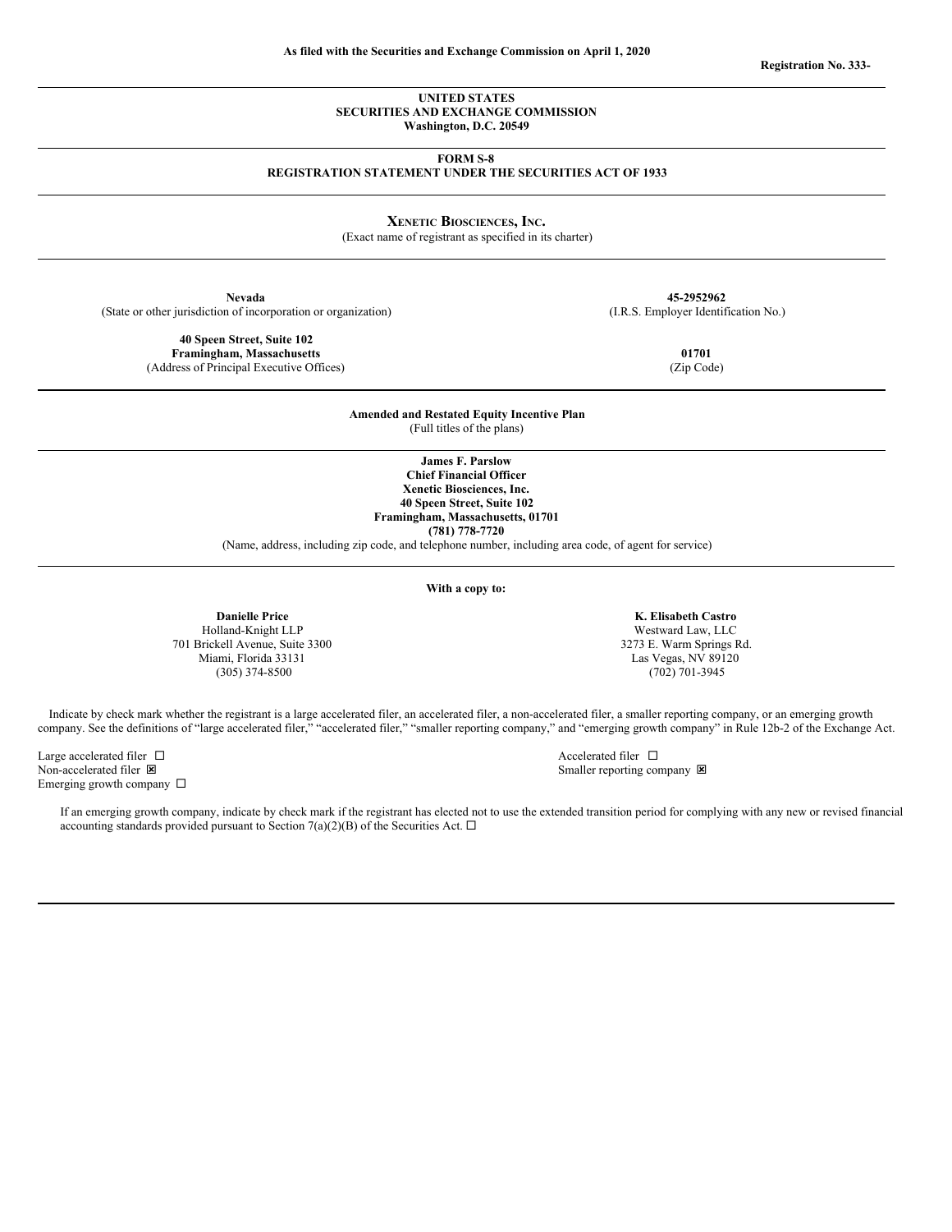**As filed with the Securities and Exchange Commission on April 1, 2020**

**Registration No. 333-**

**UNITED STATES**
**SECURITIES AND EXCHANGE COMMISSION**
**Washington, D.C. 20549**

**FORM S-8**
**REGISTRATION STATEMENT UNDER THE SECURITIES ACT OF 1933**

**XENETIC BIOSCIENCES, INC.**
(Exact name of registrant as specified in its charter)

| | |
|---|---|
| **Nevada** (State or other jurisdiction of incorporation or organization) | **45-2952962** (I.R.S. Employer Identification No.) |
| **40 Speen Street, Suite 102 Framingham, Massachusetts** (Address of Principal Executive Offices) | **01701** (Zip Code) |

**Amended and Restated Equity Incentive Plan**
(Full titles of the plans)

**James F. Parslow**
**Chief Financial Officer**
**Xenetic Biosciences, Inc.**
**40 Speen Street, Suite 102**
**Framingham, Massachusetts, 01701**
**(781) 778-7720**
(Name, address, including zip code, and telephone number, including area code, of agent for service)

**With a copy to:**

| | |
|---|---|
| **Danielle Price** | **K. Elisabeth Castro** |
| Holland-Knight LLP | Westward Law, LLC |
| 701 Brickell Avenue, Suite 3300 | 3273 E. Warm Springs Rd. |
| Miami, Florida 33131 | Las Vegas, NV 89120 |
| (305) 374-8500 | (702) 701-3945 |

Indicate by check mark whether the registrant is a large accelerated filer, an accelerated filer, a non-accelerated filer, a smaller reporting company, or an emerging growth company. See the definitions of "large accelerated filer," "accelerated filer," "smaller reporting company," and "emerging growth company" in Rule 12b-2 of the Exchange Act.

| | |
|---|---|
| Large accelerated filer ☐ | Accelerated filer ☐ |
| Non-accelerated filer ☒ | Smaller reporting company ☒ |
| Emerging growth company ☐ | |

If an emerging growth company, indicate by check mark if the registrant has elected not to use the extended transition period for complying with any new or revised financial accounting standards provided pursuant to Section 7(a)(2)(B) of the Securities Act. ☐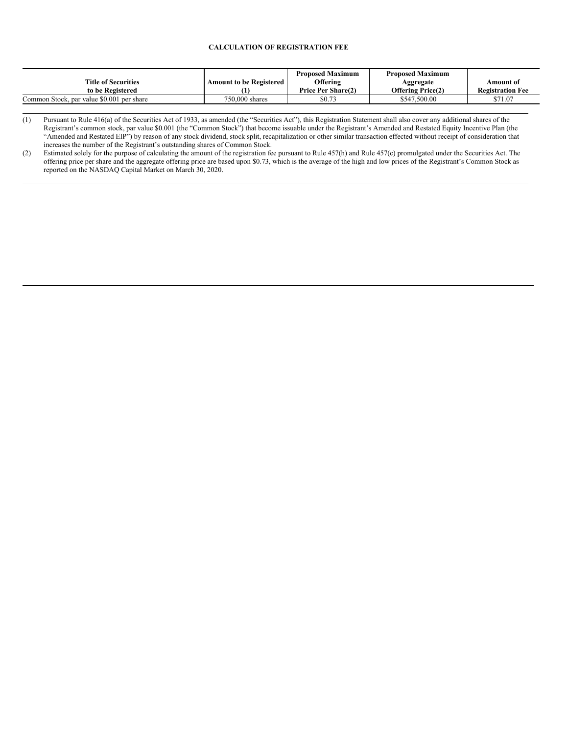**CALCULATION OF REGISTRATION FEE**

| Title of Securities to be Registered | Amount to be Registered (1) | Proposed Maximum Offering Price Per Share(2) | Proposed Maximum Aggregate Offering Price(2) | Amount of Registration Fee |
|---|---|---|---|---|
| Common Stock, par value $0.001 per share | 750,000 shares | $0.73 | $547,500.00 | $71.07 |

(1) Pursuant to Rule 416(a) of the Securities Act of 1933, as amended (the "Securities Act"), this Registration Statement shall also cover any additional shares of the Registrant's common stock, par value $0.001 (the "Common Stock") that become issuable under the Registrant's Amended and Restated Equity Incentive Plan (the "Amended and Restated EIP") by reason of any stock dividend, stock split, recapitalization or other similar transaction effected without receipt of consideration that increases the number of the Registrant's outstanding shares of Common Stock.

(2) Estimated solely for the purpose of calculating the amount of the registration fee pursuant to Rule 457(h) and Rule 457(c) promulgated under the Securities Act. The offering price per share and the aggregate offering price are based upon $0.73, which is the average of the high and low prices of the Registrant's Common Stock as reported on the NASDAQ Capital Market on March 30, 2020.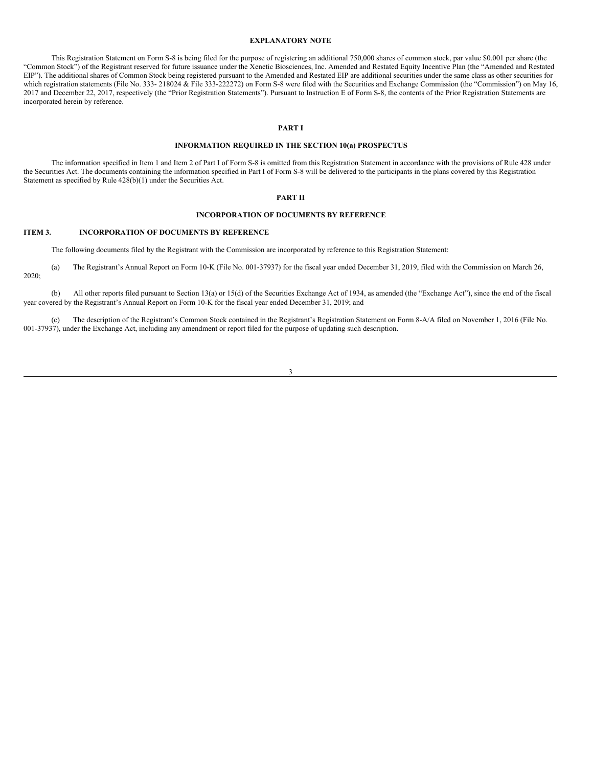## EXPLANATORY NOTE

This Registration Statement on Form S-8 is being filed for the purpose of registering an additional 750,000 shares of common stock, par value $0.001 per share (the "Common Stock") of the Registrant reserved for future issuance under the Xenetic Biosciences, Inc. Amended and Restated Equity Incentive Plan (the "Amended and Restated EIP"). The additional shares of Common Stock being registered pursuant to the Amended and Restated EIP are additional securities under the same class as other securities for which registration statements (File No. 333- 218024 & File 333-222272) on Form S-8 were filed with the Securities and Exchange Commission (the "Commission") on May 16, 2017 and December 22, 2017, respectively (the "Prior Registration Statements"). Pursuant to Instruction E of Form S-8, the contents of the Prior Registration Statements are incorporated herein by reference.

## PART I

## INFORMATION REQUIRED IN THE SECTION 10(a) PROSPECTUS

The information specified in Item 1 and Item 2 of Part I of Form S-8 is omitted from this Registration Statement in accordance with the provisions of Rule 428 under the Securities Act. The documents containing the information specified in Part I of Form S-8 will be delivered to the participants in the plans covered by this Registration Statement as specified by Rule 428(b)(1) under the Securities Act.

## PART II

## INCORPORATION OF DOCUMENTS BY REFERENCE

### ITEM 3. INCORPORATION OF DOCUMENTS BY REFERENCE

The following documents filed by the Registrant with the Commission are incorporated by reference to this Registration Statement:

(a) The Registrant's Annual Report on Form 10-K (File No. 001-37937) for the fiscal year ended December 31, 2019, filed with the Commission on March 26, 2020;

(b) All other reports filed pursuant to Section 13(a) or 15(d) of the Securities Exchange Act of 1934, as amended (the "Exchange Act"), since the end of the fiscal year covered by the Registrant's Annual Report on Form 10-K for the fiscal year ended December 31, 2019; and

(c) The description of the Registrant's Common Stock contained in the Registrant's Registration Statement on Form 8-A/A filed on November 1, 2016 (File No. 001-37937), under the Exchange Act, including any amendment or report filed for the purpose of updating such description.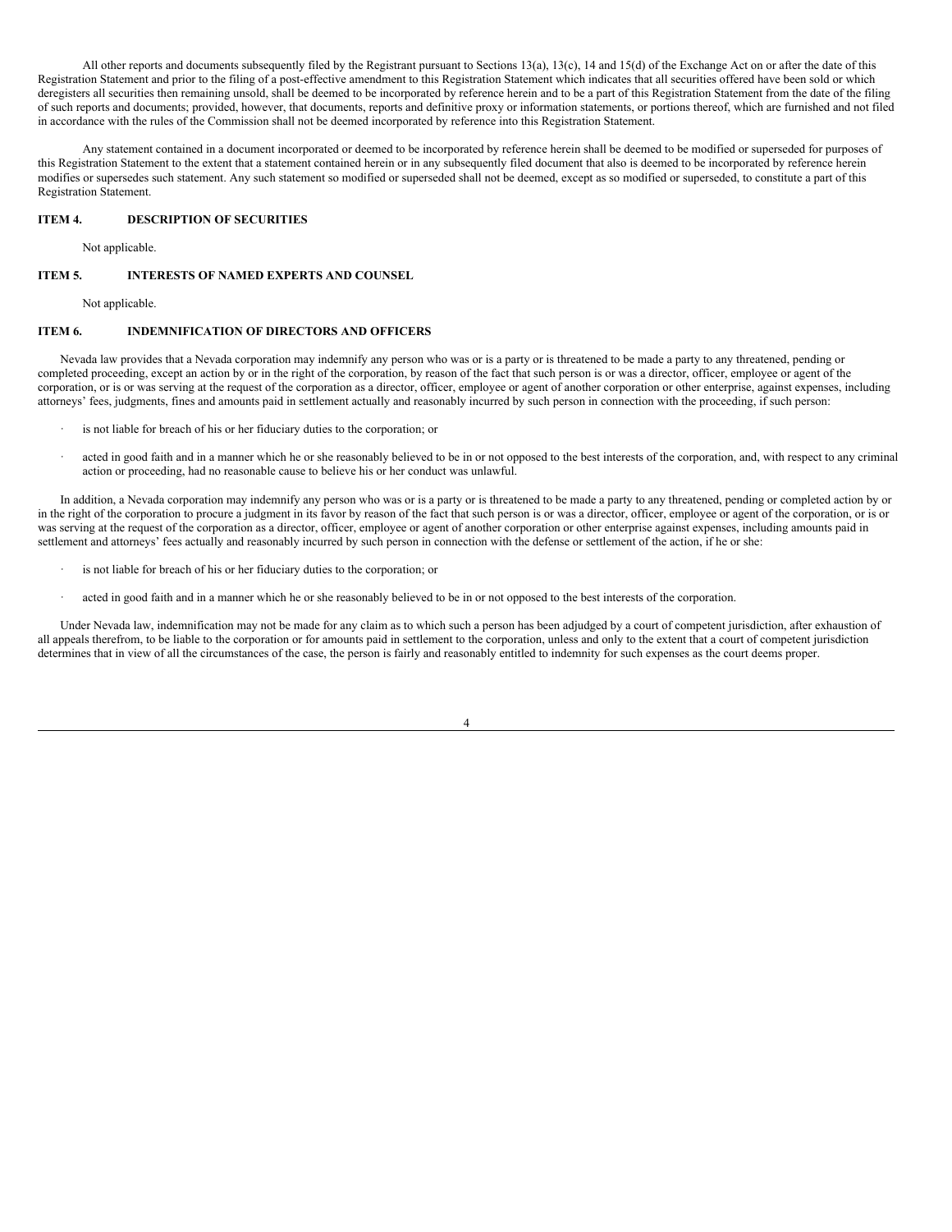All other reports and documents subsequently filed by the Registrant pursuant to Sections 13(a), 13(c), 14 and 15(d) of the Exchange Act on or after the date of this Registration Statement and prior to the filing of a post-effective amendment to this Registration Statement which indicates that all securities offered have been sold or which deregisters all securities then remaining unsold, shall be deemed to be incorporated by reference herein and to be a part of this Registration Statement from the date of the filing of such reports and documents; provided, however, that documents, reports and definitive proxy or information statements, or portions thereof, which are furnished and not filed in accordance with the rules of the Commission shall not be deemed incorporated by reference into this Registration Statement.

Any statement contained in a document incorporated or deemed to be incorporated by reference herein shall be deemed to be modified or superseded for purposes of this Registration Statement to the extent that a statement contained herein or in any subsequently filed document that also is deemed to be incorporated by reference herein modifies or supersedes such statement. Any such statement so modified or superseded shall not be deemed, except as so modified or superseded, to constitute a part of this Registration Statement.

### ITEM 4. DESCRIPTION OF SECURITIES

Not applicable.

### ITEM 5. INTERESTS OF NAMED EXPERTS AND COUNSEL

Not applicable.

### ITEM 6. INDEMNIFICATION OF DIRECTORS AND OFFICERS

Nevada law provides that a Nevada corporation may indemnify any person who was or is a party or is threatened to be made a party to any threatened, pending or completed proceeding, except an action by or in the right of the corporation, by reason of the fact that such person is or was a director, officer, employee or agent of the corporation, or is or was serving at the request of the corporation as a director, officer, employee or agent of another corporation or other enterprise, against expenses, including attorneys' fees, judgments, fines and amounts paid in settlement actually and reasonably incurred by such person in connection with the proceeding, if such person:

- is not liable for breach of his or her fiduciary duties to the corporation; or
- acted in good faith and in a manner which he or she reasonably believed to be in or not opposed to the best interests of the corporation, and, with respect to any criminal action or proceeding, had no reasonable cause to believe his or her conduct was unlawful.

In addition, a Nevada corporation may indemnify any person who was or is a party or is threatened to be made a party to any threatened, pending or completed action by or in the right of the corporation to procure a judgment in its favor by reason of the fact that such person is or was a director, officer, employee or agent of the corporation, or is or was serving at the request of the corporation as a director, officer, employee or agent of another corporation or other enterprise against expenses, including amounts paid in settlement and attorneys' fees actually and reasonably incurred by such person in connection with the defense or settlement of the action, if he or she:

- is not liable for breach of his or her fiduciary duties to the corporation; or
- acted in good faith and in a manner which he or she reasonably believed to be in or not opposed to the best interests of the corporation.

Under Nevada law, indemnification may not be made for any claim as to which such a person has been adjudged by a court of competent jurisdiction, after exhaustion of all appeals therefrom, to be liable to the corporation or for amounts paid in settlement to the corporation, unless and only to the extent that a court of competent jurisdiction determines that in view of all the circumstances of the case, the person is fairly and reasonably entitled to indemnity for such expenses as the court deems proper.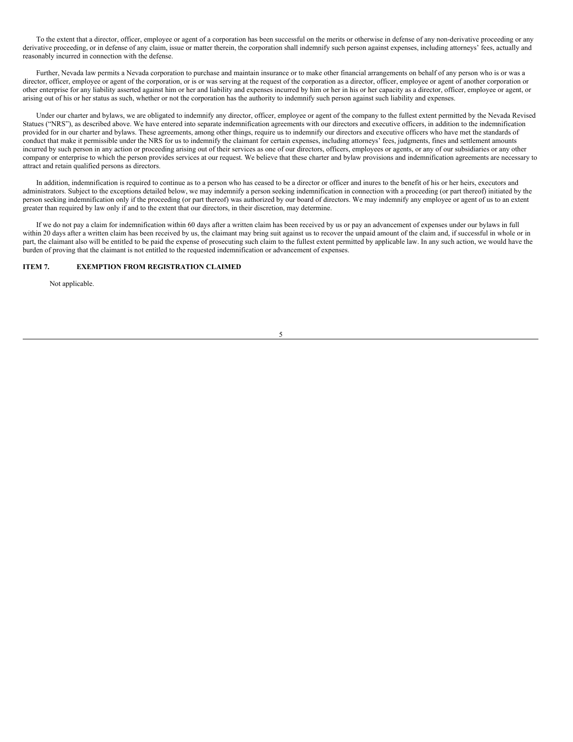To the extent that a director, officer, employee or agent of a corporation has been successful on the merits or otherwise in defense of any non-derivative proceeding or any derivative proceeding, or in defense of any claim, issue or matter therein, the corporation shall indemnify such person against expenses, including attorneys' fees, actually and reasonably incurred in connection with the defense.

Further, Nevada law permits a Nevada corporation to purchase and maintain insurance or to make other financial arrangements on behalf of any person who is or was a director, officer, employee or agent of the corporation, or is or was serving at the request of the corporation as a director, officer, employee or agent of another corporation or other enterprise for any liability asserted against him or her and liability and expenses incurred by him or her in his or her capacity as a director, officer, employee or agent, or arising out of his or her status as such, whether or not the corporation has the authority to indemnify such person against such liability and expenses.

Under our charter and bylaws, we are obligated to indemnify any director, officer, employee or agent of the company to the fullest extent permitted by the Nevada Revised Statues ("NRS"), as described above. We have entered into separate indemnification agreements with our directors and executive officers, in addition to the indemnification provided for in our charter and bylaws. These agreements, among other things, require us to indemnify our directors and executive officers who have met the standards of conduct that make it permissible under the NRS for us to indemnify the claimant for certain expenses, including attorneys' fees, judgments, fines and settlement amounts incurred by such person in any action or proceeding arising out of their services as one of our directors, officers, employees or agents, or any of our subsidiaries or any other company or enterprise to which the person provides services at our request. We believe that these charter and bylaw provisions and indemnification agreements are necessary to attract and retain qualified persons as directors.

In addition, indemnification is required to continue as to a person who has ceased to be a director or officer and inures to the benefit of his or her heirs, executors and administrators. Subject to the exceptions detailed below, we may indemnify a person seeking indemnification in connection with a proceeding (or part thereof) initiated by the person seeking indemnification only if the proceeding (or part thereof) was authorized by our board of directors. We may indemnify any employee or agent of us to an extent greater than required by law only if and to the extent that our directors, in their discretion, may determine.

If we do not pay a claim for indemnification within 60 days after a written claim has been received by us or pay an advancement of expenses under our bylaws in full within 20 days after a written claim has been received by us, the claimant may bring suit against us to recover the unpaid amount of the claim and, if successful in whole or in part, the claimant also will be entitled to be paid the expense of prosecuting such claim to the fullest extent permitted by applicable law. In any such action, we would have the burden of proving that the claimant is not entitled to the requested indemnification or advancement of expenses.

## ITEM 7. EXEMPTION FROM REGISTRATION CLAIMED

Not applicable.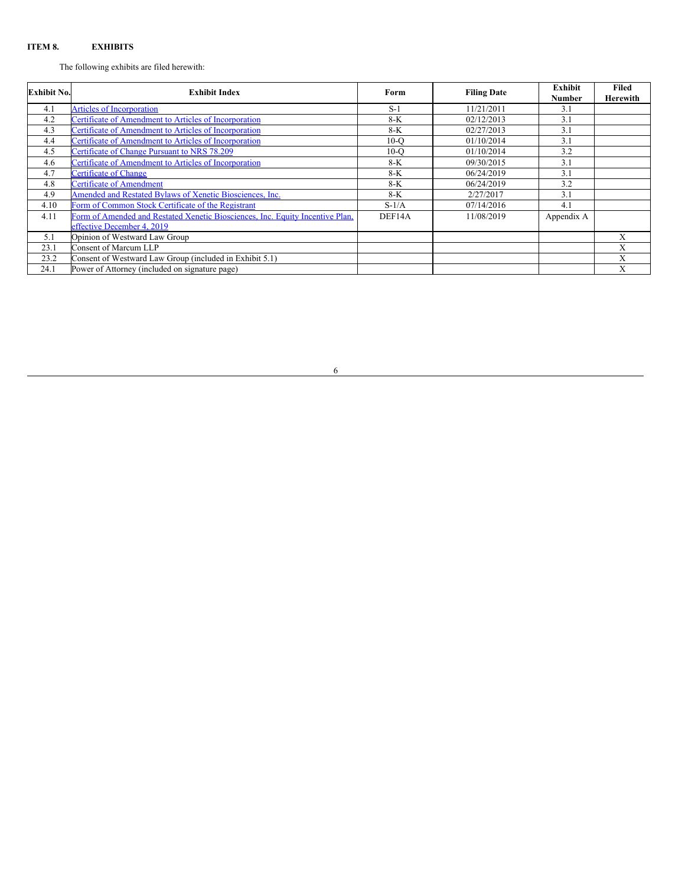**ITEM 8. EXHIBITS**

The following exhibits are filed herewith:

| Exhibit No. | Exhibit Index | Form | Filing Date | Exhibit Number | Filed Herewith |
|---|---|---|---|---|---|
| 4.1 | Articles of Incorporation | S-1 | 11/21/2011 | 3.1 | |
| 4.2 | Certificate of Amendment to Articles of Incorporation | 8-K | 02/12/2013 | 3.1 | |
| 4.3 | Certificate of Amendment to Articles of Incorporation | 8-K | 02/27/2013 | 3.1 | |
| 4.4 | Certificate of Amendment to Articles of Incorporation | 10-Q | 01/10/2014 | 3.1 | |
| 4.5 | Certificate of Change Pursuant to NRS 78.209 | 10-Q | 01/10/2014 | 3.2 | |
| 4.6 | Certificate of Amendment to Articles of Incorporation | 8-K | 09/30/2015 | 3.1 | |
| 4.7 | Certificate of Change | 8-K | 06/24/2019 | 3.1 | |
| 4.8 | Certificate of Amendment | 8-K | 06/24/2019 | 3.2 | |
| 4.9 | Amended and Restated Bylaws of Xenetic Biosciences, Inc. | 8-K | 2/27/2017 | 3.1 | |
| 4.10 | Form of Common Stock Certificate of the Registrant | S-1/A | 07/14/2016 | 4.1 | |
| 4.11 | Form of Amended and Restated Xenetic Biosciences, Inc. Equity Incentive Plan, effective December 4, 2019 | DEF14A | 11/08/2019 | Appendix A | |
| 5.1 | Opinion of Westward Law Group | | | | X |
| 23.1 | Consent of Marcum LLP | | | | X |
| 23.2 | Consent of Westward Law Group (included in Exhibit 5.1) | | | | X |
| 24.1 | Power of Attorney (included on signature page) | | | | X |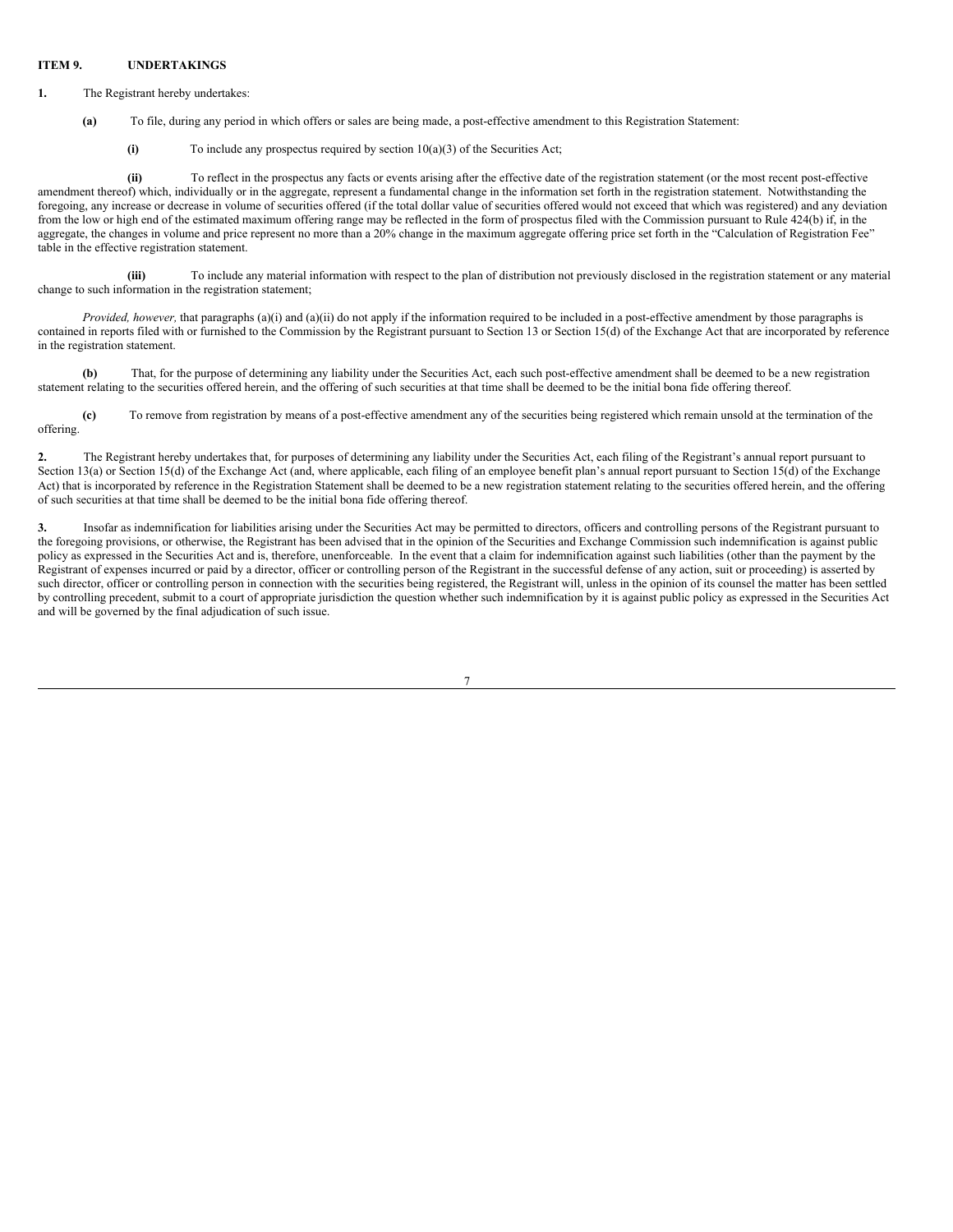**ITEM 9. UNDERTAKINGS**

**1.** The Registrant hereby undertakes:

**(a)** To file, during any period in which offers or sales are being made, a post-effective amendment to this Registration Statement:

**(i)** To include any prospectus required by section 10(a)(3) of the Securities Act;

**(ii)** To reflect in the prospectus any facts or events arising after the effective date of the registration statement (or the most recent post-effective amendment thereof) which, individually or in the aggregate, represent a fundamental change in the information set forth in the registration statement. Notwithstanding the foregoing, any increase or decrease in volume of securities offered (if the total dollar value of securities offered would not exceed that which was registered) and any deviation from the low or high end of the estimated maximum offering range may be reflected in the form of prospectus filed with the Commission pursuant to Rule 424(b) if, in the aggregate, the changes in volume and price represent no more than a 20% change in the maximum aggregate offering price set forth in the "Calculation of Registration Fee" table in the effective registration statement.

**(iii)** To include any material information with respect to the plan of distribution not previously disclosed in the registration statement or any material change to such information in the registration statement;

*Provided, however,* that paragraphs (a)(i) and (a)(ii) do not apply if the information required to be included in a post-effective amendment by those paragraphs is contained in reports filed with or furnished to the Commission by the Registrant pursuant to Section 13 or Section 15(d) of the Exchange Act that are incorporated by reference in the registration statement.

**(b)** That, for the purpose of determining any liability under the Securities Act, each such post-effective amendment shall be deemed to be a new registration statement relating to the securities offered herein, and the offering of such securities at that time shall be deemed to be the initial bona fide offering thereof.

**(c)** To remove from registration by means of a post-effective amendment any of the securities being registered which remain unsold at the termination of the offering.

**2.** The Registrant hereby undertakes that, for purposes of determining any liability under the Securities Act, each filing of the Registrant's annual report pursuant to Section 13(a) or Section 15(d) of the Exchange Act (and, where applicable, each filing of an employee benefit plan's annual report pursuant to Section 15(d) of the Exchange Act) that is incorporated by reference in the Registration Statement shall be deemed to be a new registration statement relating to the securities offered herein, and the offering of such securities at that time shall be deemed to be the initial bona fide offering thereof.

**3.** Insofar as indemnification for liabilities arising under the Securities Act may be permitted to directors, officers and controlling persons of the Registrant pursuant to the foregoing provisions, or otherwise, the Registrant has been advised that in the opinion of the Securities and Exchange Commission such indemnification is against public policy as expressed in the Securities Act and is, therefore, unenforceable. In the event that a claim for indemnification against such liabilities (other than the payment by the Registrant of expenses incurred or paid by a director, officer or controlling person of the Registrant in the successful defense of any action, suit or proceeding) is asserted by such director, officer or controlling person in connection with the securities being registered, the Registrant will, unless in the opinion of its counsel the matter has been settled by controlling precedent, submit to a court of appropriate jurisdiction the question whether such indemnification by it is against public policy as expressed in the Securities Act and will be governed by the final adjudication of such issue.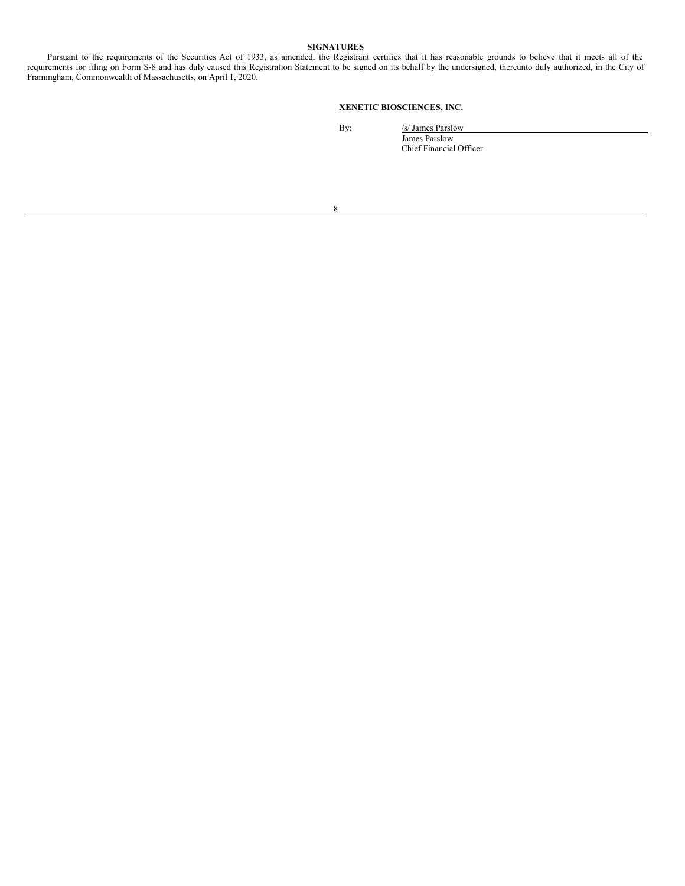## SIGNATURES

Pursuant to the requirements of the Securities Act of 1933, as amended, the Registrant certifies that it has reasonable grounds to believe that it meets all of the requirements for filing on Form S-8 and has duly caused this Registration Statement to be signed on its behalf by the undersigned, thereunto duly authorized, in the City of Framingham, Commonwealth of Massachusetts, on April 1, 2020.

**XENETIC BIOSCIENCES, INC.**

By: /s/ James Parslow
James Parslow
Chief Financial Officer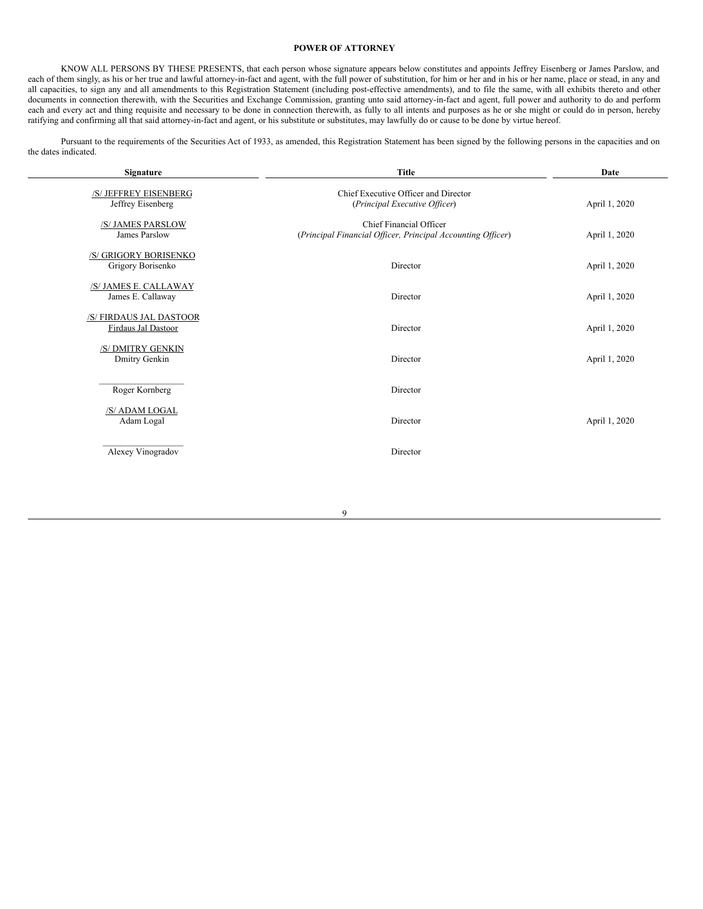**POWER OF ATTORNEY**

KNOW ALL PERSONS BY THESE PRESENTS, that each person whose signature appears below constitutes and appoints Jeffrey Eisenberg or James Parslow, and each of them singly, as his or her true and lawful attorney-in-fact and agent, with the full power of substitution, for him or her and in his or her name, place or stead, in any and all capacities, to sign any and all amendments to this Registration Statement (including post-effective amendments), and to file the same, with all exhibits thereto and other documents in connection therewith, with the Securities and Exchange Commission, granting unto said attorney-in-fact and agent, full power and authority to do and perform each and every act and thing requisite and necessary to be done in connection therewith, as fully to all intents and purposes as he or she might or could do in person, hereby ratifying and confirming all that said attorney-in-fact and agent, or his substitute or substitutes, may lawfully do or cause to be done by virtue hereof.

Pursuant to the requirements of the Securities Act of 1933, as amended, this Registration Statement has been signed by the following persons in the capacities and on the dates indicated.

| Signature | Title | Date |
| --- | --- | --- |
| /S/ JEFFREY EISENBERG<br>Jeffrey Eisenberg | Chief Executive Officer and Director<br>(*Principal Executive Officer*) | April 1, 2020 |
| /S/ JAMES PARSLOW<br>James Parslow | Chief Financial Officer<br>(*Principal Financial Officer, Principal Accounting Officer*) | April 1, 2020 |
| /S/ GRIGORY BORISENKO<br>Grigory Borisenko | Director | April 1, 2020 |
| /S/ JAMES E. CALLAWAY<br>James E. Callaway | Director | April 1, 2020 |
| /S/ FIRDAUS JAL DASTOOR<br>Firdaus Jal Dastoor | Director | April 1, 2020 |
| /S/ DMITRY GENKIN<br>Dmitry Genkin | Director | April 1, 2020 |
| \_\_\_\_\_\_\_\_\_\_\_\_\_\_\_\_\_\_<br>Roger Kornberg | Director | |
| /S/ ADAM LOGAL<br>Adam Logal | Director | April 1, 2020 |
| \_\_\_\_\_\_\_\_\_\_\_\_\_\_\_\_\_\_<br>Alexey Vinogradov | Director | |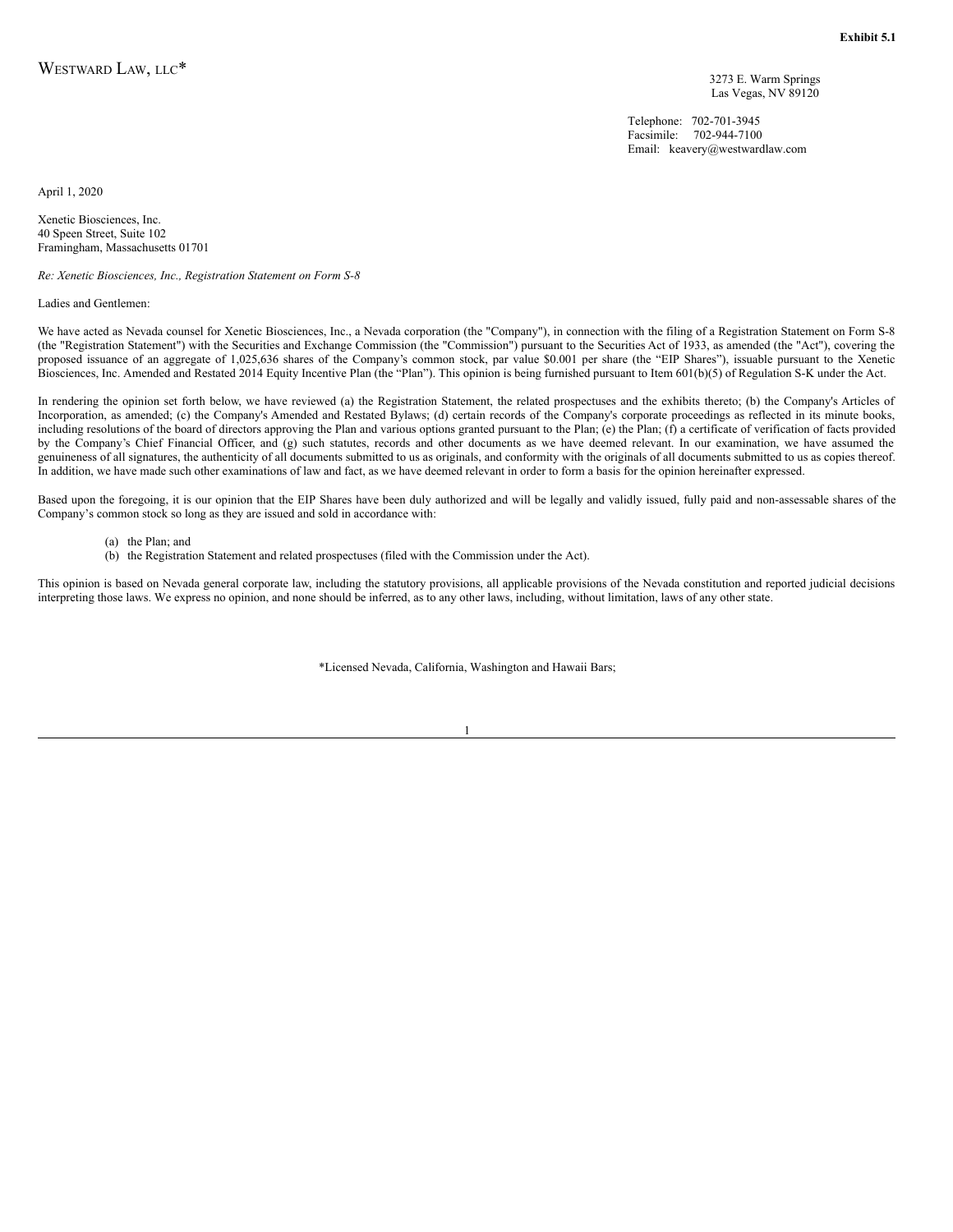**Exhibit 5.1**

WESTWARD LAW, LLC*

3273 E. Warm Springs
Las Vegas, NV 89120

Telephone: 702-701-3945
Facsimile: 702-944-7100
Email: keavery@westwardlaw.com

April 1, 2020

Xenetic Biosciences, Inc.
40 Speen Street, Suite 102
Framingham, Massachusetts 01701

*Re: Xenetic Biosciences, Inc., Registration Statement on Form S-8*

Ladies and Gentlemen:

We have acted as Nevada counsel for Xenetic Biosciences, Inc., a Nevada corporation (the "Company"), in connection with the filing of a Registration Statement on Form S-8 (the "Registration Statement") with the Securities and Exchange Commission (the "Commission") pursuant to the Securities Act of 1933, as amended (the "Act"), covering the proposed issuance of an aggregate of 1,025,636 shares of the Company's common stock, par value $0.001 per share (the "EIP Shares"), issuable pursuant to the Xenetic Biosciences, Inc. Amended and Restated 2014 Equity Incentive Plan (the "Plan"). This opinion is being furnished pursuant to Item 601(b)(5) of Regulation S-K under the Act.

In rendering the opinion set forth below, we have reviewed (a) the Registration Statement, the related prospectuses and the exhibits thereto; (b) the Company's Articles of Incorporation, as amended; (c) the Company's Amended and Restated Bylaws; (d) certain records of the Company's corporate proceedings as reflected in its minute books, including resolutions of the board of directors approving the Plan and various options granted pursuant to the Plan; (e) the Plan; (f) a certificate of verification of facts provided by the Company's Chief Financial Officer, and (g) such statutes, records and other documents as we have deemed relevant. In our examination, we have assumed the genuineness of all signatures, the authenticity of all documents submitted to us as originals, and conformity with the originals of all documents submitted to us as copies thereof. In addition, we have made such other examinations of law and fact, as we have deemed relevant in order to form a basis for the opinion hereinafter expressed.

Based upon the foregoing, it is our opinion that the EIP Shares have been duly authorized and will be legally and validly issued, fully paid and non-assessable shares of the Company's common stock so long as they are issued and sold in accordance with:

(a) the Plan; and
(b) the Registration Statement and related prospectuses (filed with the Commission under the Act).

This opinion is based on Nevada general corporate law, including the statutory provisions, all applicable provisions of the Nevada constitution and reported judicial decisions interpreting those laws. We express no opinion, and none should be inferred, as to any other laws, including, without limitation, laws of any other state.

*Licensed Nevada, California, Washington and Hawaii Bars;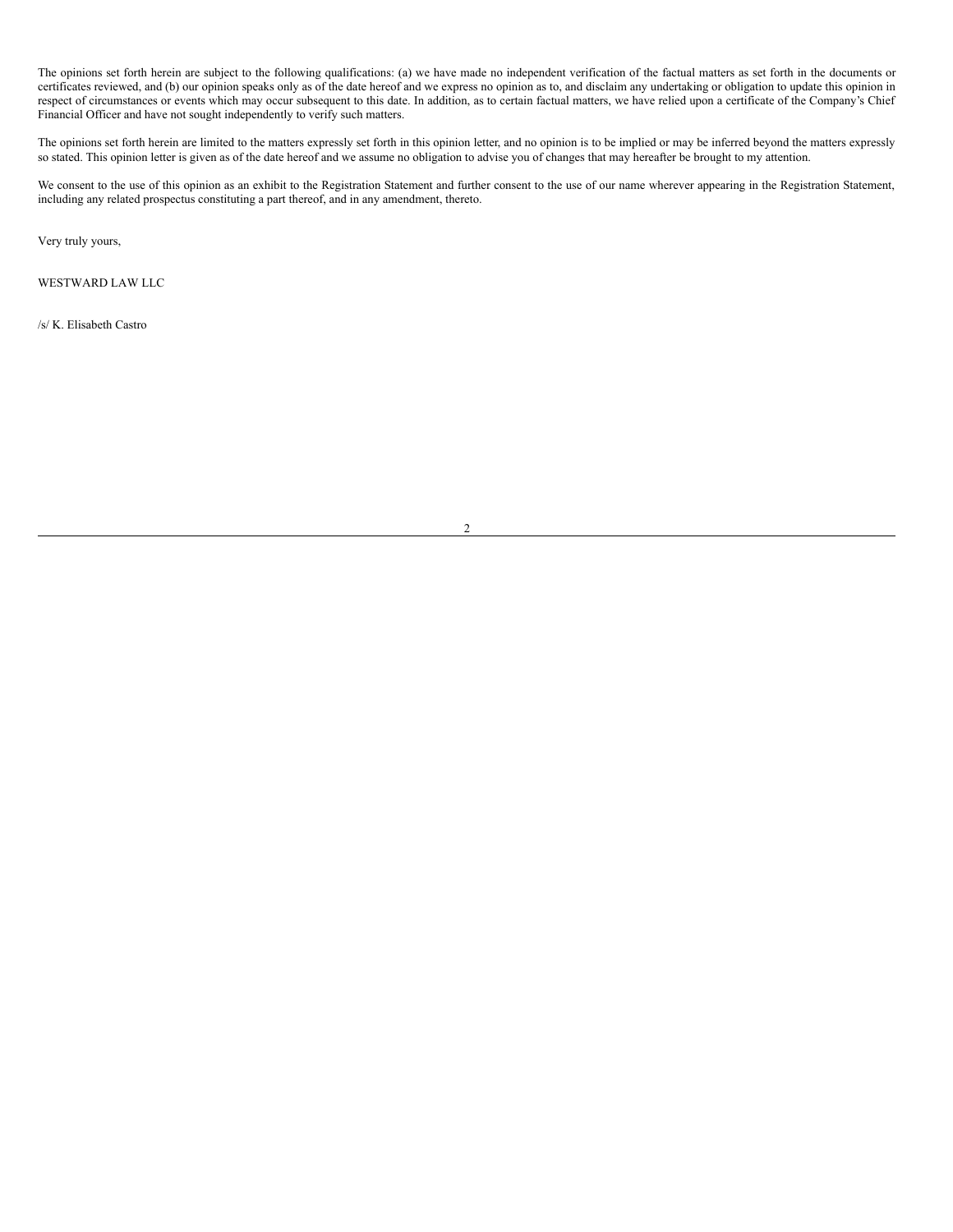The opinions set forth herein are subject to the following qualifications: (a) we have made no independent verification of the factual matters as set forth in the documents or certificates reviewed, and (b) our opinion speaks only as of the date hereof and we express no opinion as to, and disclaim any undertaking or obligation to update this opinion in respect of circumstances or events which may occur subsequent to this date. In addition, as to certain factual matters, we have relied upon a certificate of the Company's Chief Financial Officer and have not sought independently to verify such matters.

The opinions set forth herein are limited to the matters expressly set forth in this opinion letter, and no opinion is to be implied or may be inferred beyond the matters expressly so stated. This opinion letter is given as of the date hereof and we assume no obligation to advise you of changes that may hereafter be brought to my attention.

We consent to the use of this opinion as an exhibit to the Registration Statement and further consent to the use of our name wherever appearing in the Registration Statement, including any related prospectus constituting a part thereof, and in any amendment, thereto.

Very truly yours,

WESTWARD LAW LLC

/s/ K. Elisabeth Castro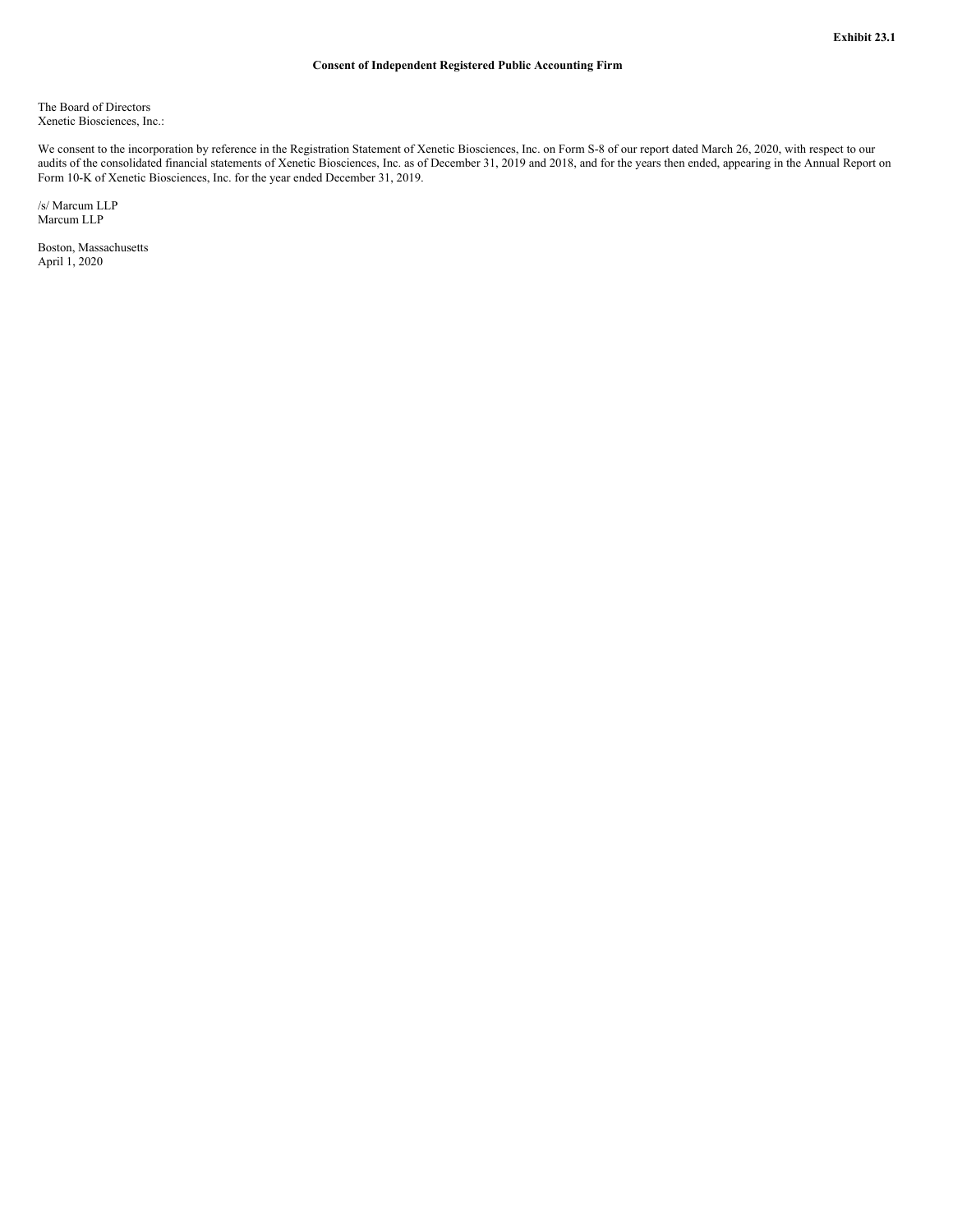**Exhibit 23.1**

**Consent of Independent Registered Public Accounting Firm**

The Board of Directors
Xenetic Biosciences, Inc.:

We consent to the incorporation by reference in the Registration Statement of Xenetic Biosciences, Inc. on Form S-8 of our report dated March 26, 2020, with respect to our audits of the consolidated financial statements of Xenetic Biosciences, Inc. as of December 31, 2019 and 2018, and for the years then ended, appearing in the Annual Report on Form 10-K of Xenetic Biosciences, Inc. for the year ended December 31, 2019.

/s/ Marcum LLP
Marcum LLP

Boston, Massachusetts
April 1, 2020